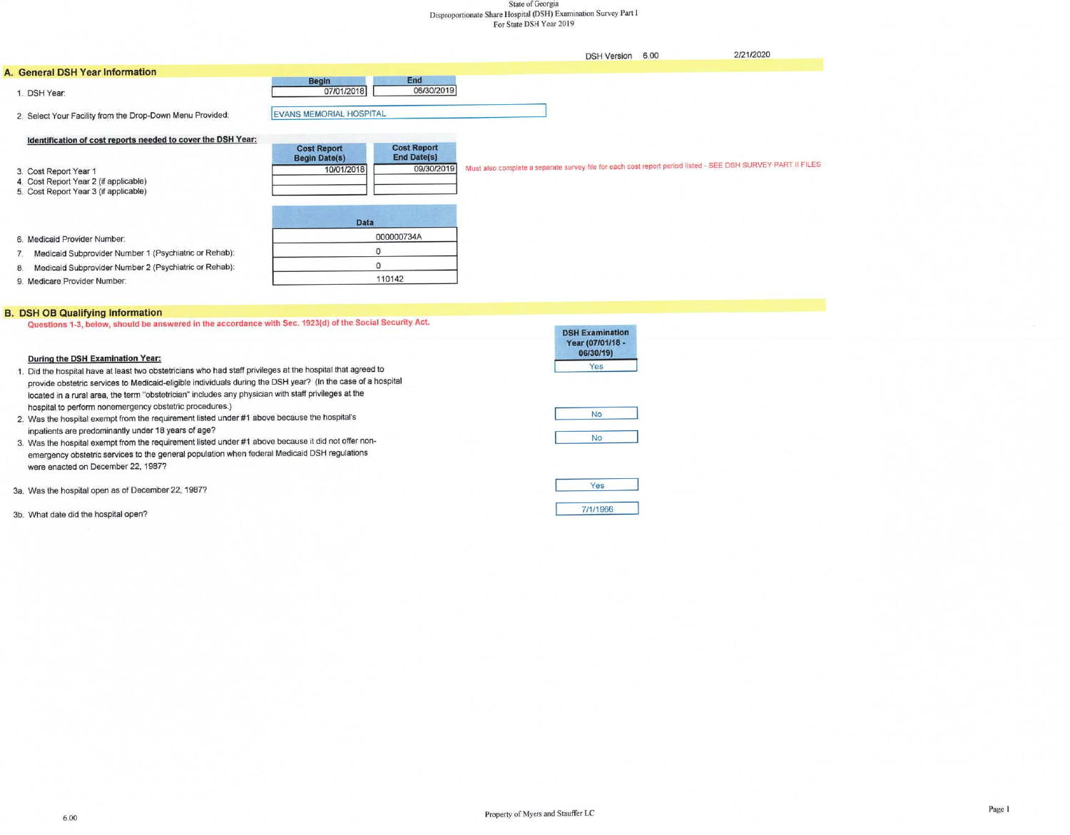State of Georgia
Disproportionate Share Hospital (DSH) Examination Survey Part I
For State DSH Year 2019

DSH Version 6.00 2/21/2020

## A. General DSH Year Information

| | Begin | End |
|---|---|---|
| 1. DSH Year: | 07/01/2018 | 06/30/2019 |

2. Select Your Facility from the Drop-Down Menu Provided: EVANS MEMORIAL HOSPITAL

**Identification of cost reports needed to cover the DSH Year:**

| | Cost Report Begin Date(s) | Cost Report End Date(s) |
|---|---|---|
| 3. Cost Report Year 1 | 10/01/2018 | 09/30/2019 |
| 4. Cost Report Year 2 (if applicable) | | |
| 5. Cost Report Year 3 (if applicable) | | |

Must also complete a separate survey file for each cost report period listed - SEE DSH SURVEY PART II FILES

| | Data |
|---|---|
| 6. Medicaid Provider Number: | 000000734A |
| 7. Medicaid Subprovider Number 1 (Psychiatric or Rehab): | 0 |
| 8. Medicaid Subprovider Number 2 (Psychiatric or Rehab): | 0 |
| 9. Medicare Provider Number: | 110142 |

## B. DSH OB Qualifying Information

Questions 1-3, below, should be answered in the accordance with Sec. 1923(d) of the Social Security Act.

**During the DSH Examination Year:**

| | DSH Examination Year (07/01/18 - 06/30/19) |
|---|---|
| 1. Did the hospital have at least two obstetricians who had staff privileges at the hospital that agreed to provide obstetric services to Medicaid-eligible individuals during the DSH year? (In the case of a hospital located in a rural area, the term "obstetrician" includes any physician with staff privileges at the hospital to perform nonemergency obstetric procedures.) | Yes |
| 2. Was the hospital exempt from the requirement listed under #1 above because the hospital's inpatients are predominantly under 18 years of age? | No |
| 3. Was the hospital exempt from the requirement listed under #1 above because it did not offer non-emergency obstetric services to the general population when federal Medicaid DSH regulations were enacted on December 22, 1987? | No |
| 3a. Was the hospital open as of December 22, 1987? | Yes |
| 3b. What date did the hospital open? | 7/1/1966 |

Property of Myers and Stauffer LC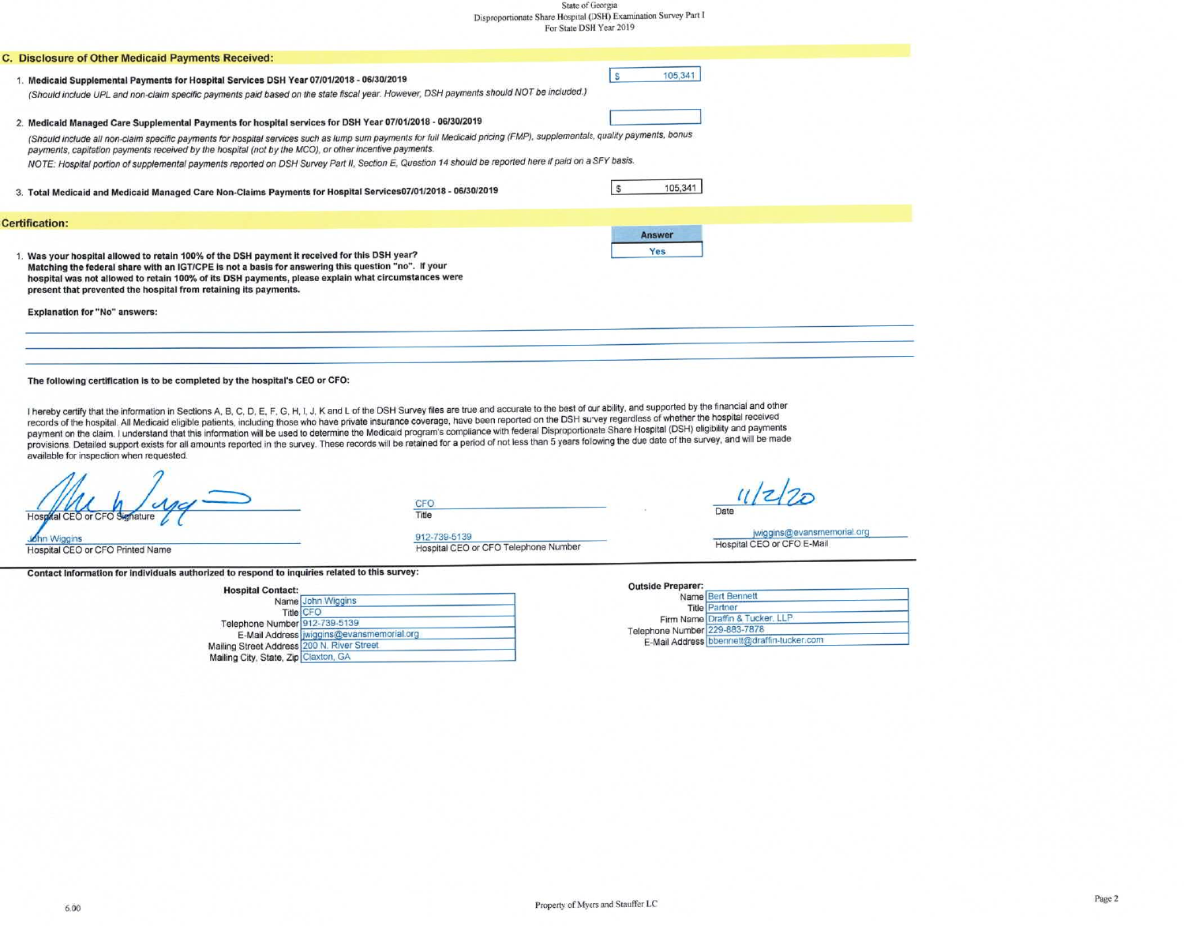State of Georgia
Disproportionate Share Hospital (DSH) Examination Survey Part I
For State DSH Year 2019

## C. Disclosure of Other Medicaid Payments Received:

1. **Medicaid Supplemental Payments for Hospital Services DSH Year 07/01/2018 - 06/30/2019** — $ 105,341
   *(Should include UPL and non-claim specific payments paid based on the state fiscal year. However, DSH payments should NOT be included.)*

2. **Medicaid Managed Care Supplemental Payments for hospital services for DSH Year 07/01/2018 - 06/30/2019** —
   *(Should include all non-claim specific payments for hospital services such as lump sum payments for full Medicaid pricing (FMP), supplementals, quality payments, bonus payments, capitation payments received by the hospital (not by the MCO), or other incentive payments.*
   *NOTE: Hospital portion of supplemental payments reported on DSH Survey Part II, Section E, Question 14 should be reported here if paid on a SFY basis.*

3. **Total Medicaid and Medicaid Managed Care Non-Claims Payments for Hospital Services07/01/2018 - 06/30/2019** — $ 105,341

## Certification:

| | Answer |
|---|---|
| 1. **Was your hospital allowed to retain 100% of the DSH payment it received for this DSH year? Matching the federal share with an IGT/CPE is not a basis for answering this question "no". If your hospital was not allowed to retain 100% of its DSH payments, please explain what circumstances were present that prevented the hospital from retaining its payments.** | Yes |

**Explanation for "No" answers:**

**The following certification is to be completed by the hospital's CEO or CFO:**

I hereby certify that the information in Sections A, B, C, D, E, F, G, H, I, J, K and L of the DSH Survey files are true and accurate to the best of our ability, and supported by the financial and other records of the hospital. All Medicaid eligible patients, including those who have private insurance coverage, have been reported on the DSH survey regardless of whether the hospital received payment on the claim. I understand that this information will be used to determine the Medicaid program's compliance with federal Disproportionate Share Hospital (DSH) eligibility and payments provisions. Detailed support exists for all amounts reported in the survey. These records will be retained for a period of not less than 5 years following the due date of the survey, and will be made available for inspection when requested.

| | | |
|---|---|---|
| [Signature] | CFO | 11/2/20 |
| Hospital CEO or CFO Signature | Title | Date |
| John Wiggins | 912-739-5139 | jwiggins@evansmemorial.org |
| Hospital CEO or CFO Printed Name | Hospital CEO or CFO Telephone Number | Hospital CEO or CFO E-Mail |

**Contact information for individuals authorized to respond to inquiries related to this survey:**

**Hospital Contact:**

| | |
|---|---|
| Name | John Wiggins |
| Title | CFO |
| Telephone Number | 912-739-5139 |
| E-Mail Address | jwiggins@evansmemorial.org |
| Mailing Street Address | 200 N. River Street |
| Mailing City, State, Zip | Claxton, GA |

**Outside Preparer:**

| | |
|---|---|
| Name | Bert Bennett |
| Title | Partner |
| Firm Name | Draffin & Tucker, LLP |
| Telephone Number | 229-883-7878 |
| E-Mail Address | bbennett@draffin-tucker.com |

6.00

Property of Myers and Stauffer LC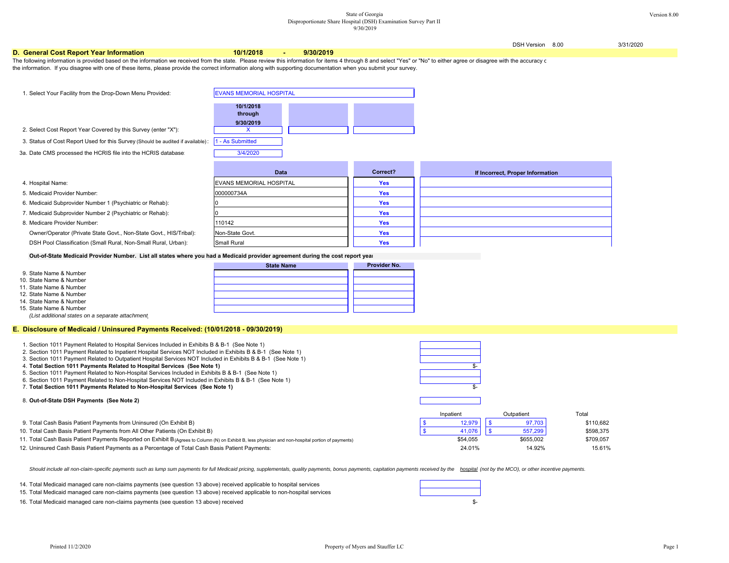State of Georgia
Disproportionate Share Hospital (DSH) Examination Survey Part II
9/30/2019

DSH Version 8.00 3/31/2020

## D. General Cost Report Year Information 10/1/2018 - 9/30/2019

The following information is provided based on the information we received from the state. Please review this information for items 4 through 8 and select "Yes" or "No" to either agree or disagree with the accuracy c the information. If you disagree with one of these items, please provide the correct information along with supporting documentation when you submit your survey.

1. Select Your Facility from the Drop-Down Menu Provided: EVANS MEMORIAL HOSPITAL

| | 10/1/2018 through 9/30/2019 | | |
|---|---|---|---|
| 2. Select Cost Report Year Covered by this Survey (enter "X"): | X | | |
| 3. Status of Cost Report Used for this Survey (Should be audited if available): | 1 - As Submitted | | |
| 3a. Date CMS processed the HCRIS file into the HCRIS database: | 3/4/2020 | | |

| | Data | Correct? | If Incorrect, Proper Information |
|---|---|---|---|
| 4. Hospital Name: | EVANS MEMORIAL HOSPITAL | Yes | |
| 5. Medicaid Provider Number: | 000000734A | Yes | |
| 6. Medicaid Subprovider Number 1 (Psychiatric or Rehab): | 0 | Yes | |
| 7. Medicaid Subprovider Number 2 (Psychiatric or Rehab): | 0 | Yes | |
| 8. Medicare Provider Number: | 110142 | Yes | |
| Owner/Operator (Private State Govt., Non-State Govt., HIS/Tribal): | Non-State Govt. | Yes | |
| DSH Pool Classification (Small Rural, Non-Small Rural, Urban): | Small Rural | Yes | |

**Out-of-State Medicaid Provider Number. List all states where you had a Medicaid provider agreement during the cost report year**

| | State Name | Provider No. |
|---|---|---|
| 9. State Name & Number | | |
| 10. State Name & Number | | |
| 11. State Name & Number | | |
| 12. State Name & Number | | |
| 14. State Name & Number | | |
| 15. State Name & Number | | |

*(List additional states on a separate attachment)*

## E. Disclosure of Medicaid / Uninsured Payments Received: (10/01/2018 - 09/30/2019)

| | |
|---|---|
| 1. Section 1011 Payment Related to Hospital Services Included in Exhibits B & B-1 (See Note 1) | |
| 2. Section 1011 Payment Related to Inpatient Hospital Services NOT Included in Exhibits B & B-1 (See Note 1) | |
| 3. Section 1011 Payment Related to Outpatient Hospital Services NOT Included in Exhibits B & B-1 (See Note 1) | |
| 4. **Total Section 1011 Payments Related to Hospital Services (See Note 1)** | $- |
| 5. Section 1011 Payment Related to Non-Hospital Services Included in Exhibits B & B-1 (See Note 1) | |
| 6. Section 1011 Payment Related to Non-Hospital Services NOT Included in Exhibits B & B-1 (See Note 1) | |
| 7. **Total Section 1011 Payments Related to Non-Hospital Services (See Note 1)** | $- |
| 8. **Out-of-State DSH Payments (See Note 2)** | |

| | Inpatient | Outpatient | Total |
|---|---|---|---|
| 9. Total Cash Basis Patient Payments from Uninsured (On Exhibit B) | $ 12,979 | $ 97,703 | $110,682 |
| 10. Total Cash Basis Patient Payments from All Other Patients (On Exhibit B) | $ 41,076 | $ 557,299 | $598,375 |
| 11. Total Cash Basis Patient Payments Reported on Exhibit B (Agrees to Column (N) on Exhibit B, less physician and non-hospital portion of payments) | $54,055 | $655,002 | $709,057 |
| 12. Uninsured Cash Basis Patient Payments as a Percentage of Total Cash Basis Patient Payments: | 24.01% | 14.92% | 15.61% |

*Should include all non-claim-specific payments such as lump sum payments for full Medicaid pricing, supplementals, quality payments, bonus payments, capitation payments received by the hospital (not by the MCO), or other incentive payments.*

| | |
|---|---|
| 14. Total Medicaid managed care non-claims payments (see question 13 above) received applicable to hospital services | |
| 15. Total Medicaid managed care non-claims payments (see question 13 above) received applicable to non-hospital services | |
| 16. Total Medicaid managed care non-claims payments (see question 13 above) received | $- |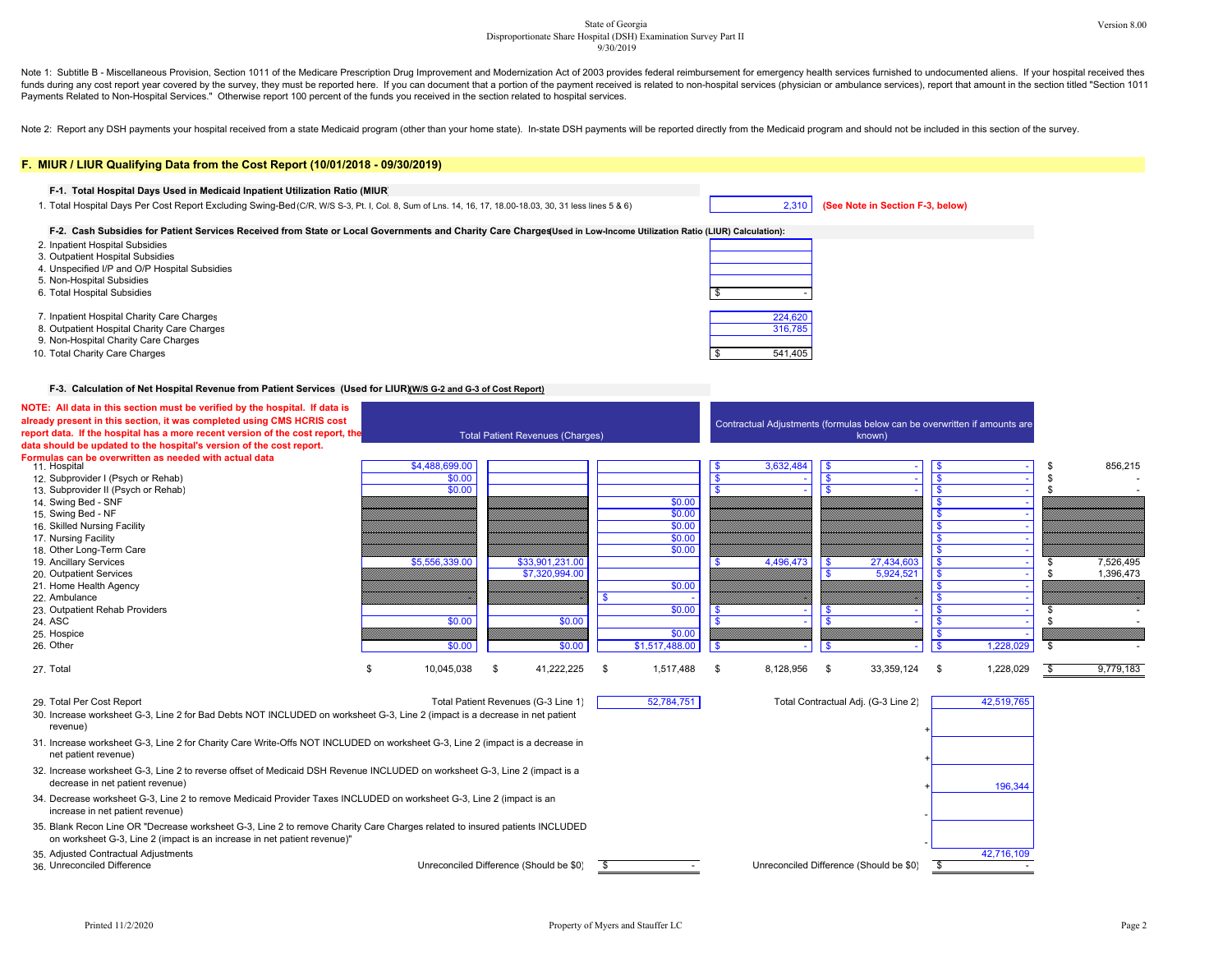State of Georgia
Disproportionate Share Hospital (DSH) Examination Survey Part II
9/30/2019

Note 1: Subtitle B - Miscellaneous Provision, Section 1011 of the Medicare Prescription Drug Improvement and Modernization Act of 2003 provides federal reimbursement for emergency health services furnished to undocumented aliens. If your hospital received these funds during any cost report year covered by the survey, they must be reported here. If you can document that a portion of the payment received is related to non-hospital services (physician or ambulance services), report that amount in the section titled "Section 1011 Payments Related to Non-Hospital Services." Otherwise report 100 percent of the funds you received in the section related to hospital services.

Note 2: Report any DSH payments your hospital received from a state Medicaid program (other than your home state). In-state DSH payments will be reported directly from the Medicaid program and should not be included in this section of the survey.

## F. MIUR / LIUR Qualifying Data from the Cost Report (10/01/2018 - 09/30/2019)

### F-1. Total Hospital Days Used in Medicaid Inpatient Utilization Ratio (MIUR)

1. Total Hospital Days Per Cost Report Excluding Swing-Bed (C/R, W/S S-3, Pt. I, Col. 8, Sum of Lns. 14, 16, 17, 18.00-18.03, 30, 31 less lines 5 & 6): 2,310 **(See Note in Section F-3, below)**

### F-2. Cash Subsidies for Patient Services Received from State or Local Governments and Charity Care Charges (Used in Low-Income Utilization Ratio (LIUR) Calculation):

| Line | Amount |
|---|---|
| 2. Inpatient Hospital Subsidies | |
| 3. Outpatient Hospital Subsidies | |
| 4. Unspecified I/P and O/P Hospital Subsidies | |
| 5. Non-Hospital Subsidies | |
| 6. Total Hospital Subsidies | $ - |
| 7. Inpatient Hospital Charity Care Charges | 224,620 |
| 8. Outpatient Hospital Charity Care Charges | 316,785 |
| 9. Non-Hospital Charity Care Charges | |
| 10. Total Charity Care Charges | $ 541,405 |

### F-3. Calculation of Net Hospital Revenue from Patient Services (Used for LIUR) (W/S G-2 and G-3 of Cost Report)

**NOTE: All data in this section must be verified by the hospital. If data is already present in this section, it was completed using CMS HCRIS cost report data. If the hospital has a more recent version of the cost report, the data should be updated to the hospital's version of the cost report. Formulas can be overwritten as needed with actual data**

| | Total Patient Revenues (Charges) | | | Contractual Adjustments (formulas below can be overwritten if amounts are known) | | | |
|---|---|---|---|---|---|---|---|
| 11. Hospital | $4,488,699.00 | | | $ 3,632,484 | $ - | $ - | $ 856,215 |
| 12. Subprovider I (Psych or Rehab) | $0.00 | | | $ - | $ - | $ - | $ - |
| 13. Subprovider II (Psych or Rehab) | $0.00 | | | $ - | $ - | $ - | $ - |
| 14. Swing Bed - SNF | | | $0.00 | | | $ - | |
| 15. Swing Bed - NF | | | $0.00 | | | $ - | |
| 16. Skilled Nursing Facility | | | $0.00 | | | $ - | |
| 17. Nursing Facility | | | $0.00 | | | $ - | |
| 18. Other Long-Term Care | | | $0.00 | | | $ - | |
| 19. Ancillary Services | $5,556,339.00 | $33,901,231.00 | | $ 4,496,473 | $ 27,434,603 | $ - | $ 7,526,495 |
| 20. Outpatient Services | | $7,320,994.00 | | | $ 5,924,521 | $ - | $ 1,396,473 |
| 21. Home Health Agency | | | $0.00 | | | $ - | |
| 22. Ambulance | | | $ - | | | $ - | |
| 23. Outpatient Rehab Providers | | | $0.00 | $ - | $ - | $ - | $ - |
| 24. ASC | $0.00 | $0.00 | | $ - | $ - | $ - | $ - |
| 25. Hospice | | | $0.00 | | | $ - | |
| 26. Other | $0.00 | $0.00 | $1,517,488.00 | $ - | $ - | $ 1,228,029 | $ - |
| 27. Total | $ 10,045,038 | $ 41,222,225 | $ 1,517,488 | $ 8,128,956 | $ 33,359,124 | $ 1,228,029 | $ 9,779,183 |

| Line | | Total Patient Revenues | | Contractual Adjustments |
|---|---|---|---|---|
| 29. Total Per Cost Report | Total Patient Revenues (G-3 Line 1) | 52,784,751 | Total Contractual Adj. (G-3 Line 2) | 42,519,765 |
| 30. Increase worksheet G-3, Line 2 for Bad Debts NOT INCLUDED on worksheet G-3, Line 2 (impact is a decrease in net patient revenue) | | | + | |
| 31. Increase worksheet G-3, Line 2 for Charity Care Write-Offs NOT INCLUDED on worksheet G-3, Line 2 (impact is a decrease in net patient revenue) | | | + | |
| 32. Increase worksheet G-3, Line 2 to reverse offset of Medicaid DSH Revenue INCLUDED on worksheet G-3, Line 2 (impact is a decrease in net patient revenue) | | | + | 196,344 |
| 34. Decrease worksheet G-3, Line 2 to remove Medicaid Provider Taxes INCLUDED on worksheet G-3, Line 2 (impact is an increase in net patient revenue) | | | - | |
| 35. Blank Recon Line OR "Decrease worksheet G-3, Line 2 to remove Charity Care Charges related to insured patients INCLUDED on worksheet G-3, Line 2 (impact is an increase in net patient revenue)" | | | - | |
| 35. Adjusted Contractual Adjustments | | | | 42,716,109 |
| 36. Unreconciled Difference | Unreconciled Difference (Should be $0) | $ - | Unreconciled Difference (Should be $0) | $ - |

Printed 11/2/2020 Property of Myers and Stauffer LC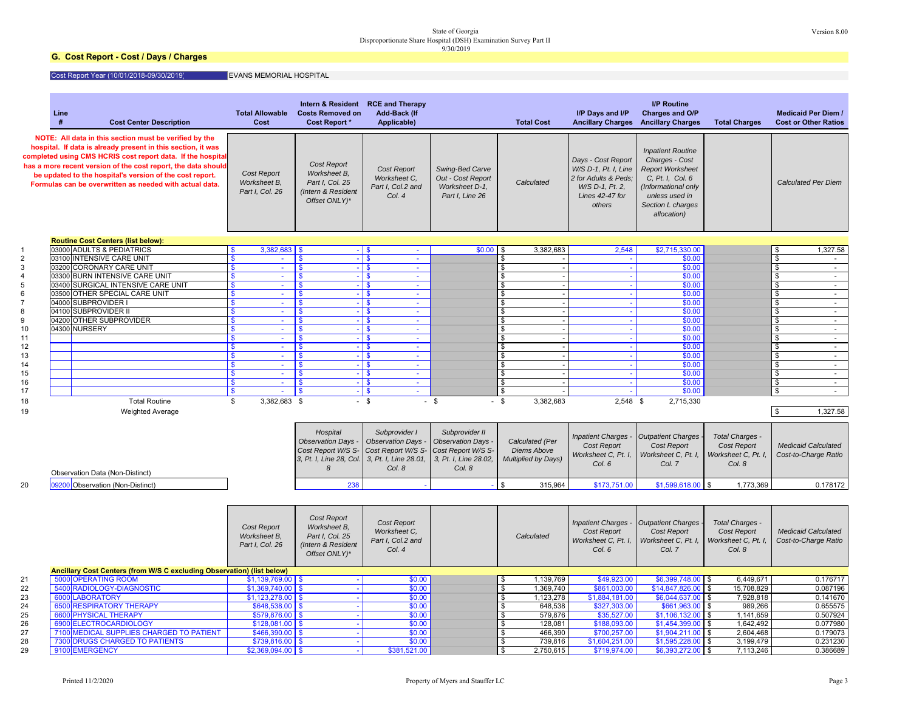State of Georgia
Disproportionate Share Hospital (DSH) Examination Survey Part II
9/30/2019

Version 8.00

## G. Cost Report - Cost / Days / Charges

Cost Report Year (10/01/2018-09/30/2019) EVANS MEMORIAL HOSPITAL

**NOTE: All data in this section must be verified by the hospital. If data is already present in this section, it was completed using CMS HCRIS cost report data. If the hospital has a more recent version of the cost report, the data should be updated to the hospital's version of the cost report. Formulas can be overwritten as needed with actual data.**

| Line # | Cost Center Description | Total Allowable Cost | Intern & Resident Costs Removed on Cost Report * | RCE and Therapy Add-Back (If Applicable) | | Total Cost | I/P Days and I/P Ancillary Charges | I/P Routine Charges and O/P Ancillary Charges | Total Charges | Medicaid Per Diem / Cost or Other Ratios |
|---|---|---|---|---|---|---|---|---|---|---|
| | | Cost Report Worksheet B, Part I, Col. 26 | Cost Report Worksheet B, Part I, Col. 25 (Intern & Resident Offset ONLY)* | Cost Report Worksheet C, Part I, Col.2 and Col. 4 | Swing-Bed Carve Out - Cost Report Worksheet D-1, Part I, Line 26 | Calculated | Days - Cost Report W/S D-1, Pt. I, Line 2 for Adults & Peds; W/S D-1, Pt. 2, Lines 42-47 for others | Inpatient Routine Charges - Cost Report Worksheet C, Pt. I, Col. 6 (Informational only unless used in Section L charges allocation) | | Calculated Per Diem |
| | **Routine Cost Centers (list below):** | | | | | | | | | |
| 1 | 03000 ADULTS & PEDIATRICS | $ 3,382,683 | $ - | $ - | $0.00 | $ 3,382,683 | 2,548 | $2,715,330.00 | | $ 1,327.58 |
| 2 | 03100 INTENSIVE CARE UNIT | $ - | $ - | $ - | | $ - | - | $0.00 | | $ - |
| 3 | 03200 CORONARY CARE UNIT | $ - | $ - | $ - | | $ - | - | $0.00 | | $ - |
| 4 | 03300 BURN INTENSIVE CARE UNIT | $ - | $ - | $ - | | $ - | - | $0.00 | | $ - |
| 5 | 03400 SURGICAL INTENSIVE CARE UNIT | $ - | $ - | $ - | | $ - | - | $0.00 | | $ - |
| 6 | 03500 OTHER SPECIAL CARE UNIT | $ - | $ - | $ - | | $ - | - | $0.00 | | $ - |
| 7 | 04000 SUBPROVIDER I | $ - | $ - | $ - | | $ - | - | $0.00 | | $ - |
| 8 | 04100 SUBPROVIDER II | $ - | $ - | $ - | | $ - | - | $0.00 | | $ - |
| 9 | 04200 OTHER SUBPROVIDER | $ - | $ - | $ - | | $ - | - | $0.00 | | $ - |
| 10 | 04300 NURSERY | $ - | $ - | $ - | | $ - | - | $0.00 | | $ - |
| 11 | | $ - | $ - | $ - | | $ - | - | $0.00 | | $ - |
| 12 | | $ - | $ - | $ - | | $ - | - | $0.00 | | $ - |
| 13 | | $ - | $ - | $ - | | $ - | - | $0.00 | | $ - |
| 14 | | $ - | $ - | $ - | | $ - | - | $0.00 | | $ - |
| 15 | | $ - | $ - | $ - | | $ - | - | $0.00 | | $ - |
| 16 | | $ - | $ - | $ - | | $ - | - | $0.00 | | $ - |
| 17 | | $ - | $ - | $ - | | $ - | - | $0.00 | | $ - |
| 18 | Total Routine | $ 3,382,683 | $ - | $ - | $ - | $ 3,382,683 | 2,548 | $ 2,715,330 | | |
| 19 | Weighted Average | | | | | | | | | $ 1,327.58 |

| Line # | Observation Data (Non-Distinct) | | Hospital Observation Days - Cost Report W/S S-3, Pt. I, Line 28, Col. 8 | Subprovider I Observation Days - Cost Report W/S S-3, Pt. I, Line 28.01, Col. 8 | Subprovider II Observation Days - Cost Report W/S S-3, Pt. I, Line 28.02, Col. 8 | Calculated (Per Diems Above Multiplied by Days) | Inpatient Charges - Cost Report Worksheet C, Pt. I, Col. 6 | Outpatient Charges - Cost Report Worksheet C, Pt. I, Col. 7 | Total Charges - Cost Report Worksheet C, Pt. I, Col. 8 | Medicaid Calculated Cost-to-Charge Ratio |
|---|---|---|---|---|---|---|---|---|---|---|
| 20 | 09200 Observation (Non-Distinct) | | 238 | - | - | $ 315,964 | $173,751.00 | $1,599,618.00 | $ 1,773,369 | 0.178172 |

| Line # | Cost Center Description | Cost Report Worksheet B, Part I, Col. 26 | Cost Report Worksheet B, Part I, Col. 25 (Intern & Resident Offset ONLY)* | Cost Report Worksheet C, Part I, Col.2 and Col. 4 | | Calculated | Inpatient Charges - Cost Report Worksheet C, Pt. I, Col. 6 | Outpatient Charges - Cost Report Worksheet C, Pt. I, Col. 7 | Total Charges - Cost Report Worksheet C, Pt. I, Col. 8 | Medicaid Calculated Cost-to-Charge Ratio |
|---|---|---|---|---|---|---|---|---|---|---|
| | **Ancillary Cost Centers (from W/S C excluding Observation) (list below)** | | | | | | | | | |
| 21 | 5000 OPERATING ROOM | $1,139,769.00 | $ - | $0.00 | | $ 1,139,769 | $49,923.00 | $6,399,748.00 | $ 6,449,671 | 0.176717 |
| 22 | 5400 RADIOLOGY-DIAGNOSTIC | $1,369,740.00 | $ - | $0.00 | | $ 1,369,740 | $861,003.00 | $14,847,826.00 | $ 15,708,829 | 0.087196 |
| 23 | 6000 LABORATORY | $1,123,278.00 | $ - | $0.00 | | $ 1,123,278 | $1,884,181.00 | $6,044,637.00 | $ 7,928,818 | 0.141670 |
| 24 | 6500 RESPIRATORY THERAPY | $648,538.00 | $ - | $0.00 | | $ 648,538 | $327,303.00 | $661,963.00 | $ 989,266 | 0.655575 |
| 25 | 6600 PHYSICAL THERAPY | $579,876.00 | $ - | $0.00 | | $ 579,876 | $35,527.00 | $1,106,132.00 | $ 1,141,659 | 0.507924 |
| 26 | 6900 ELECTROCARDIOLOGY | $128,081.00 | $ - | $0.00 | | $ 128,081 | $188,093.00 | $1,454,399.00 | $ 1,642,492 | 0.077980 |
| 27 | 7100 MEDICAL SUPPLIES CHARGED TO PATIENT | $466,390.00 | $ - | $0.00 | | $ 466,390 | $700,257.00 | $1,904,211.00 | $ 2,604,468 | 0.179073 |
| 28 | 7300 DRUGS CHARGED TO PATIENTS | $739,816.00 | $ - | $0.00 | | $ 739,816 | $1,604,251.00 | $1,595,228.00 | $ 3,199,479 | 0.231230 |
| 29 | 9100 EMERGENCY | $2,369,094.00 | $ - | $381,521.00 | | $ 2,750,615 | $719,974.00 | $6,393,272.00 | $ 7,113,246 | 0.386689 |

Printed 11/2/2020 Property of Myers and Stauffer LC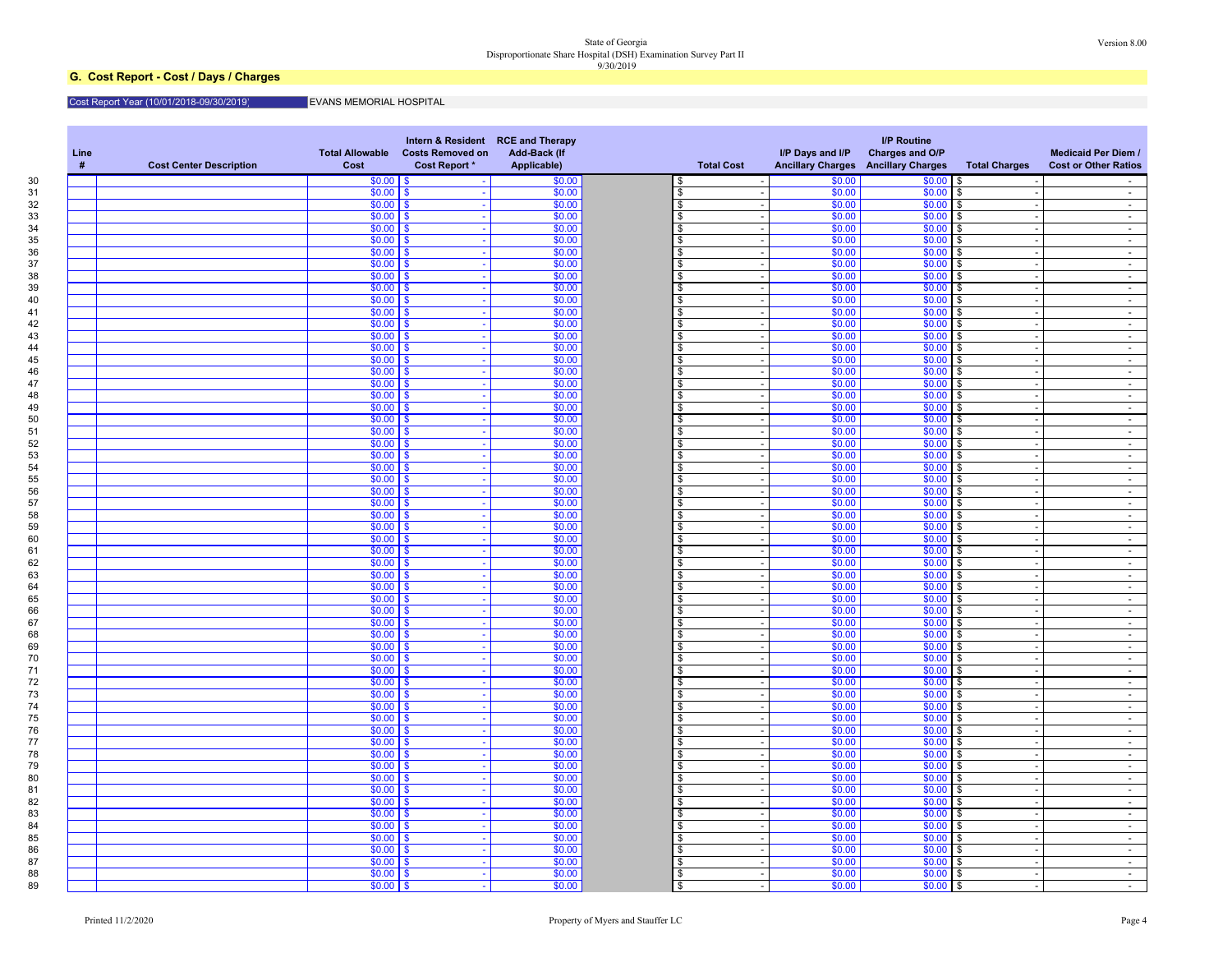State of Georgia
Disproportionate Share Hospital (DSH) Examination Survey Part II
9/30/2019

Version 8.00

## G. Cost Report - Cost / Days / Charges

Cost Report Year (10/01/2018-09/30/2019) EVANS MEMORIAL HOSPITAL

| Line # | Cost Center Description | Total Allowable Cost | Intern & Resident Costs Removed on Cost Report * | RCE and Therapy Add-Back (If Applicable) | | Total Cost | I/P Days and I/P Ancillary Charges | I/P Routine Charges and O/P Ancillary Charges | Total Charges | Medicaid Per Diem / Cost or Other Ratios |
|---|---|---|---|---|---|---|---|---|---|---|
| 30 | | $0.00 | $ - | $0.00 | | $ - | $0.00 | $0.00 | $ - | - |
| 31 | | $0.00 | $ - | $0.00 | | $ - | $0.00 | $0.00 | $ - | - |
| 32 | | $0.00 | $ - | $0.00 | | $ - | $0.00 | $0.00 | $ - | - |
| 33 | | $0.00 | $ - | $0.00 | | $ - | $0.00 | $0.00 | $ - | - |
| 34 | | $0.00 | $ - | $0.00 | | $ - | $0.00 | $0.00 | $ - | - |
| 35 | | $0.00 | $ - | $0.00 | | $ - | $0.00 | $0.00 | $ - | - |
| 36 | | $0.00 | $ - | $0.00 | | $ - | $0.00 | $0.00 | $ - | - |
| 37 | | $0.00 | $ - | $0.00 | | $ - | $0.00 | $0.00 | $ - | - |
| 38 | | $0.00 | $ - | $0.00 | | $ - | $0.00 | $0.00 | $ - | - |
| 39 | | $0.00 | $ - | $0.00 | | $ - | $0.00 | $0.00 | $ - | - |
| 40 | | $0.00 | $ - | $0.00 | | $ - | $0.00 | $0.00 | $ - | - |
| 41 | | $0.00 | $ - | $0.00 | | $ - | $0.00 | $0.00 | $ - | - |
| 42 | | $0.00 | $ - | $0.00 | | $ - | $0.00 | $0.00 | $ - | - |
| 43 | | $0.00 | $ - | $0.00 | | $ - | $0.00 | $0.00 | $ - | - |
| 44 | | $0.00 | $ - | $0.00 | | $ - | $0.00 | $0.00 | $ - | - |
| 45 | | $0.00 | $ - | $0.00 | | $ - | $0.00 | $0.00 | $ - | - |
| 46 | | $0.00 | $ - | $0.00 | | $ - | $0.00 | $0.00 | $ - | - |
| 47 | | $0.00 | $ - | $0.00 | | $ - | $0.00 | $0.00 | $ - | - |
| 48 | | $0.00 | $ - | $0.00 | | $ - | $0.00 | $0.00 | $ - | - |
| 49 | | $0.00 | $ - | $0.00 | | $ - | $0.00 | $0.00 | $ - | - |
| 50 | | $0.00 | $ - | $0.00 | | $ - | $0.00 | $0.00 | $ - | - |
| 51 | | $0.00 | $ - | $0.00 | | $ - | $0.00 | $0.00 | $ - | - |
| 52 | | $0.00 | $ - | $0.00 | | $ - | $0.00 | $0.00 | $ - | - |
| 53 | | $0.00 | $ - | $0.00 | | $ - | $0.00 | $0.00 | $ - | - |
| 54 | | $0.00 | $ - | $0.00 | | $ - | $0.00 | $0.00 | $ - | - |
| 55 | | $0.00 | $ - | $0.00 | | $ - | $0.00 | $0.00 | $ - | - |
| 56 | | $0.00 | $ - | $0.00 | | $ - | $0.00 | $0.00 | $ - | - |
| 57 | | $0.00 | $ - | $0.00 | | $ - | $0.00 | $0.00 | $ - | - |
| 58 | | $0.00 | $ - | $0.00 | | $ - | $0.00 | $0.00 | $ - | - |
| 59 | | $0.00 | $ - | $0.00 | | $ - | $0.00 | $0.00 | $ - | - |
| 60 | | $0.00 | $ - | $0.00 | | $ - | $0.00 | $0.00 | $ - | - |
| 61 | | $0.00 | $ - | $0.00 | | $ - | $0.00 | $0.00 | $ - | - |
| 62 | | $0.00 | $ - | $0.00 | | $ - | $0.00 | $0.00 | $ - | - |
| 63 | | $0.00 | $ - | $0.00 | | $ - | $0.00 | $0.00 | $ - | - |
| 64 | | $0.00 | $ - | $0.00 | | $ - | $0.00 | $0.00 | $ - | - |
| 65 | | $0.00 | $ - | $0.00 | | $ - | $0.00 | $0.00 | $ - | - |
| 66 | | $0.00 | $ - | $0.00 | | $ - | $0.00 | $0.00 | $ - | - |
| 67 | | $0.00 | $ - | $0.00 | | $ - | $0.00 | $0.00 | $ - | - |
| 68 | | $0.00 | $ - | $0.00 | | $ - | $0.00 | $0.00 | $ - | - |
| 69 | | $0.00 | $ - | $0.00 | | $ - | $0.00 | $0.00 | $ - | - |
| 70 | | $0.00 | $ - | $0.00 | | $ - | $0.00 | $0.00 | $ - | - |
| 71 | | $0.00 | $ - | $0.00 | | $ - | $0.00 | $0.00 | $ - | - |
| 72 | | $0.00 | $ - | $0.00 | | $ - | $0.00 | $0.00 | $ - | - |
| 73 | | $0.00 | $ - | $0.00 | | $ - | $0.00 | $0.00 | $ - | - |
| 74 | | $0.00 | $ - | $0.00 | | $ - | $0.00 | $0.00 | $ - | - |
| 75 | | $0.00 | $ - | $0.00 | | $ - | $0.00 | $0.00 | $ - | - |
| 76 | | $0.00 | $ - | $0.00 | | $ - | $0.00 | $0.00 | $ - | - |
| 77 | | $0.00 | $ - | $0.00 | | $ - | $0.00 | $0.00 | $ - | - |
| 78 | | $0.00 | $ - | $0.00 | | $ - | $0.00 | $0.00 | $ - | - |
| 79 | | $0.00 | $ - | $0.00 | | $ - | $0.00 | $0.00 | $ - | - |
| 80 | | $0.00 | $ - | $0.00 | | $ - | $0.00 | $0.00 | $ - | - |
| 81 | | $0.00 | $ - | $0.00 | | $ - | $0.00 | $0.00 | $ - | - |
| 82 | | $0.00 | $ - | $0.00 | | $ - | $0.00 | $0.00 | $ - | - |
| 83 | | $0.00 | $ - | $0.00 | | $ - | $0.00 | $0.00 | $ - | - |
| 84 | | $0.00 | $ - | $0.00 | | $ - | $0.00 | $0.00 | $ - | - |
| 85 | | $0.00 | $ - | $0.00 | | $ - | $0.00 | $0.00 | $ - | - |
| 86 | | $0.00 | $ - | $0.00 | | $ - | $0.00 | $0.00 | $ - | - |
| 87 | | $0.00 | $ - | $0.00 | | $ - | $0.00 | $0.00 | $ - | - |
| 88 | | $0.00 | $ - | $0.00 | | $ - | $0.00 | $0.00 | $ - | - |
| 89 | | $0.00 | $ - | $0.00 | | $ - | $0.00 | $0.00 | $ - | - |

Printed 11/2/2020 Property of Myers and Stauffer LC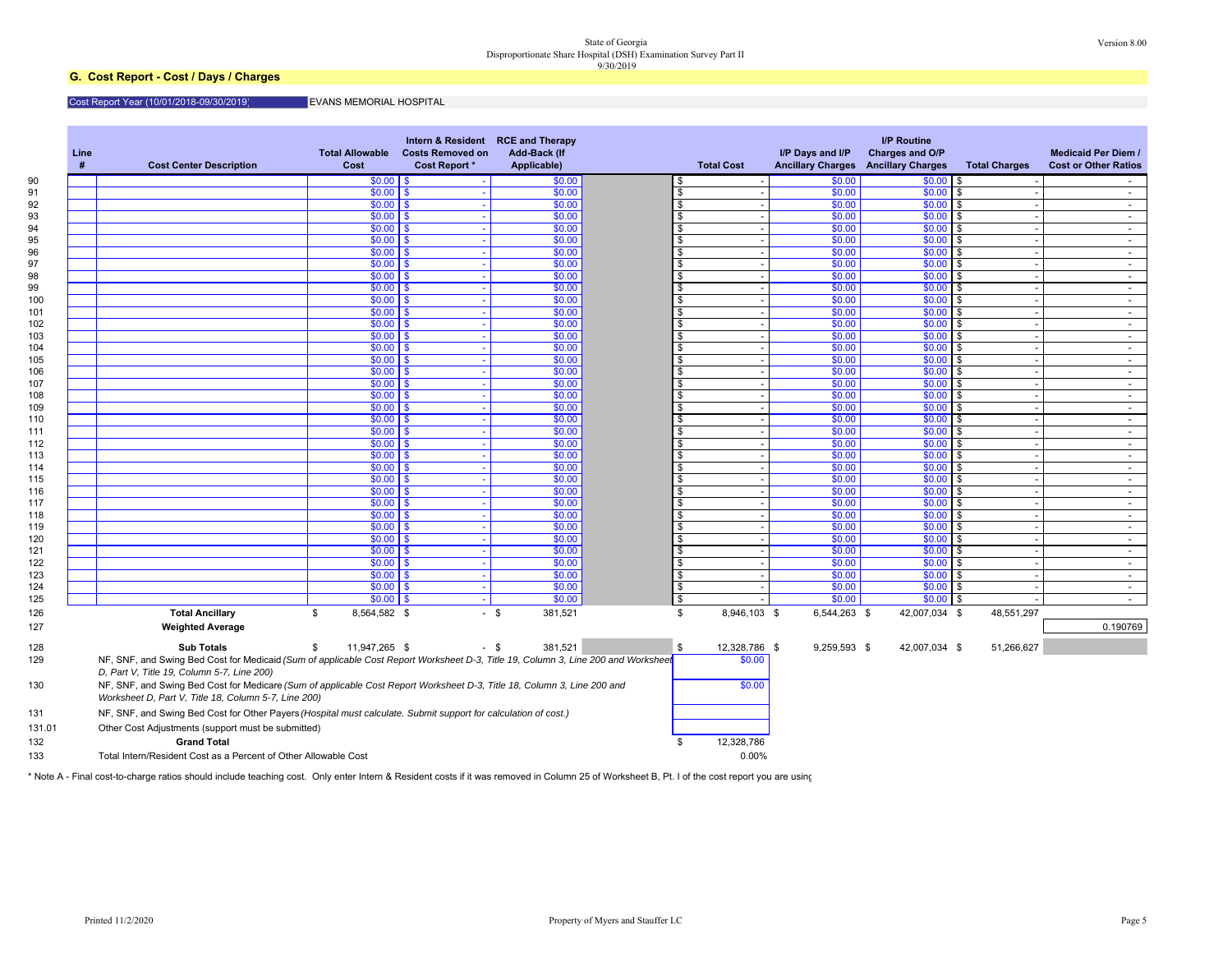State of Georgia
Disproportionate Share Hospital (DSH) Examination Survey Part II
9/30/2019

Version 8.00

## G. Cost Report - Cost / Days / Charges

Cost Report Year (10/01/2018-09/30/2019) EVANS MEMORIAL HOSPITAL

| | Line # | Cost Center Description | Total Allowable Cost | Intern & Resident Costs Removed on Cost Report * | RCE and Therapy Add-Back (If Applicable) | | Total Cost | I/P Days and I/P Ancillary Charges | I/P Routine Charges and O/P Ancillary Charges | Total Charges | Medicaid Per Diem / Cost or Other Ratios |
|---|---|---|---|---|---|---|---|---|---|---|---|
| 90 | | | $0.00 | $ - | $0.00 | | $ - | $0.00 | $0.00 | $ - | - |
| 91 | | | $0.00 | $ - | $0.00 | | $ - | $0.00 | $0.00 | $ - | - |
| 92 | | | $0.00 | $ - | $0.00 | | $ - | $0.00 | $0.00 | $ - | - |
| 93 | | | $0.00 | $ - | $0.00 | | $ - | $0.00 | $0.00 | $ - | - |
| 94 | | | $0.00 | $ - | $0.00 | | $ - | $0.00 | $0.00 | $ - | - |
| 95 | | | $0.00 | $ - | $0.00 | | $ - | $0.00 | $0.00 | $ - | - |
| 96 | | | $0.00 | $ - | $0.00 | | $ - | $0.00 | $0.00 | $ - | - |
| 97 | | | $0.00 | $ - | $0.00 | | $ - | $0.00 | $0.00 | $ - | - |
| 98 | | | $0.00 | $ - | $0.00 | | $ - | $0.00 | $0.00 | $ - | - |
| 99 | | | $0.00 | $ - | $0.00 | | $ - | $0.00 | $0.00 | $ - | - |
| 100 | | | $0.00 | $ - | $0.00 | | $ - | $0.00 | $0.00 | $ - | - |
| 101 | | | $0.00 | $ - | $0.00 | | $ - | $0.00 | $0.00 | $ - | - |
| 102 | | | $0.00 | $ - | $0.00 | | $ - | $0.00 | $0.00 | $ - | - |
| 103 | | | $0.00 | $ - | $0.00 | | $ - | $0.00 | $0.00 | $ - | - |
| 104 | | | $0.00 | $ - | $0.00 | | $ - | $0.00 | $0.00 | $ - | - |
| 105 | | | $0.00 | $ - | $0.00 | | $ - | $0.00 | $0.00 | $ - | - |
| 106 | | | $0.00 | $ - | $0.00 | | $ - | $0.00 | $0.00 | $ - | - |
| 107 | | | $0.00 | $ - | $0.00 | | $ - | $0.00 | $0.00 | $ - | - |
| 108 | | | $0.00 | $ - | $0.00 | | $ - | $0.00 | $0.00 | $ - | - |
| 109 | | | $0.00 | $ - | $0.00 | | $ - | $0.00 | $0.00 | $ - | - |
| 110 | | | $0.00 | $ - | $0.00 | | $ - | $0.00 | $0.00 | $ - | - |
| 111 | | | $0.00 | $ - | $0.00 | | $ - | $0.00 | $0.00 | $ - | - |
| 112 | | | $0.00 | $ - | $0.00 | | $ - | $0.00 | $0.00 | $ - | - |
| 113 | | | $0.00 | $ - | $0.00 | | $ - | $0.00 | $0.00 | $ - | - |
| 114 | | | $0.00 | $ - | $0.00 | | $ - | $0.00 | $0.00 | $ - | - |
| 115 | | | $0.00 | $ - | $0.00 | | $ - | $0.00 | $0.00 | $ - | - |
| 116 | | | $0.00 | $ - | $0.00 | | $ - | $0.00 | $0.00 | $ - | - |
| 117 | | | $0.00 | $ - | $0.00 | | $ - | $0.00 | $0.00 | $ - | - |
| 118 | | | $0.00 | $ - | $0.00 | | $ - | $0.00 | $0.00 | $ - | - |
| 119 | | | $0.00 | $ - | $0.00 | | $ - | $0.00 | $0.00 | $ - | - |
| 120 | | | $0.00 | $ - | $0.00 | | $ - | $0.00 | $0.00 | $ - | - |
| 121 | | | $0.00 | $ - | $0.00 | | $ - | $0.00 | $0.00 | $ - | - |
| 122 | | | $0.00 | $ - | $0.00 | | $ - | $0.00 | $0.00 | $ - | - |
| 123 | | | $0.00 | $ - | $0.00 | | $ - | $0.00 | $0.00 | $ - | - |
| 124 | | | $0.00 | $ - | $0.00 | | $ - | $0.00 | $0.00 | $ - | - |
| 125 | | | $0.00 | $ - | $0.00 | | $ - | $0.00 | $0.00 | $ - | - |
| 126 | | **Total Ancillary** | $ 8,564,582 | $ - | $ 381,521 | | $ 8,946,103 | $ 6,544,263 | $ 42,007,034 | $ 48,551,297 | |
| 127 | | **Weighted Average** | | | | | | | | | 0.190769 |
| 128 | | **Sub Totals** | $ 11,947,265 | $ - | $ 381,521 | | $ 12,328,786 | $ 9,259,593 | $ 42,007,034 | $ 51,266,627 | |
| 129 | | NF, SNF, and Swing Bed Cost for Medicaid *(Sum of applicable Cost Report Worksheet D-3, Title 19, Column 3, Line 200 and Worksheet D, Part V, Title 19, Column 5-7, Line 200)* | | | | | $0.00 | | | | |
| 130 | | NF, SNF, and Swing Bed Cost for Medicare *(Sum of applicable Cost Report Worksheet D-3, Title 18, Column 3, Line 200 and Worksheet D, Part V, Title 18, Column 5-7, Line 200)* | | | | | $0.00 | | | | |
| 131 | | NF, SNF, and Swing Bed Cost for Other Payers *(Hospital must calculate. Submit support for calculation of cost.)* | | | | | | | | | |
| 131.01 | | Other Cost Adjustments (support must be submitted) | | | | | | | | | |
| 132 | | **Grand Total** | | | | | $ 12,328,786 | | | | |
| 133 | | Total Intern/Resident Cost as a Percent of Other Allowable Cost | | | | | 0.00% | | | | |

\* Note A - Final cost-to-charge ratios should include teaching cost. Only enter Intern & Resident costs if it was removed in Column 25 of Worksheet B, Pt. I of the cost report you are using

Printed 11/2/2020

Property of Myers and Stauffer LC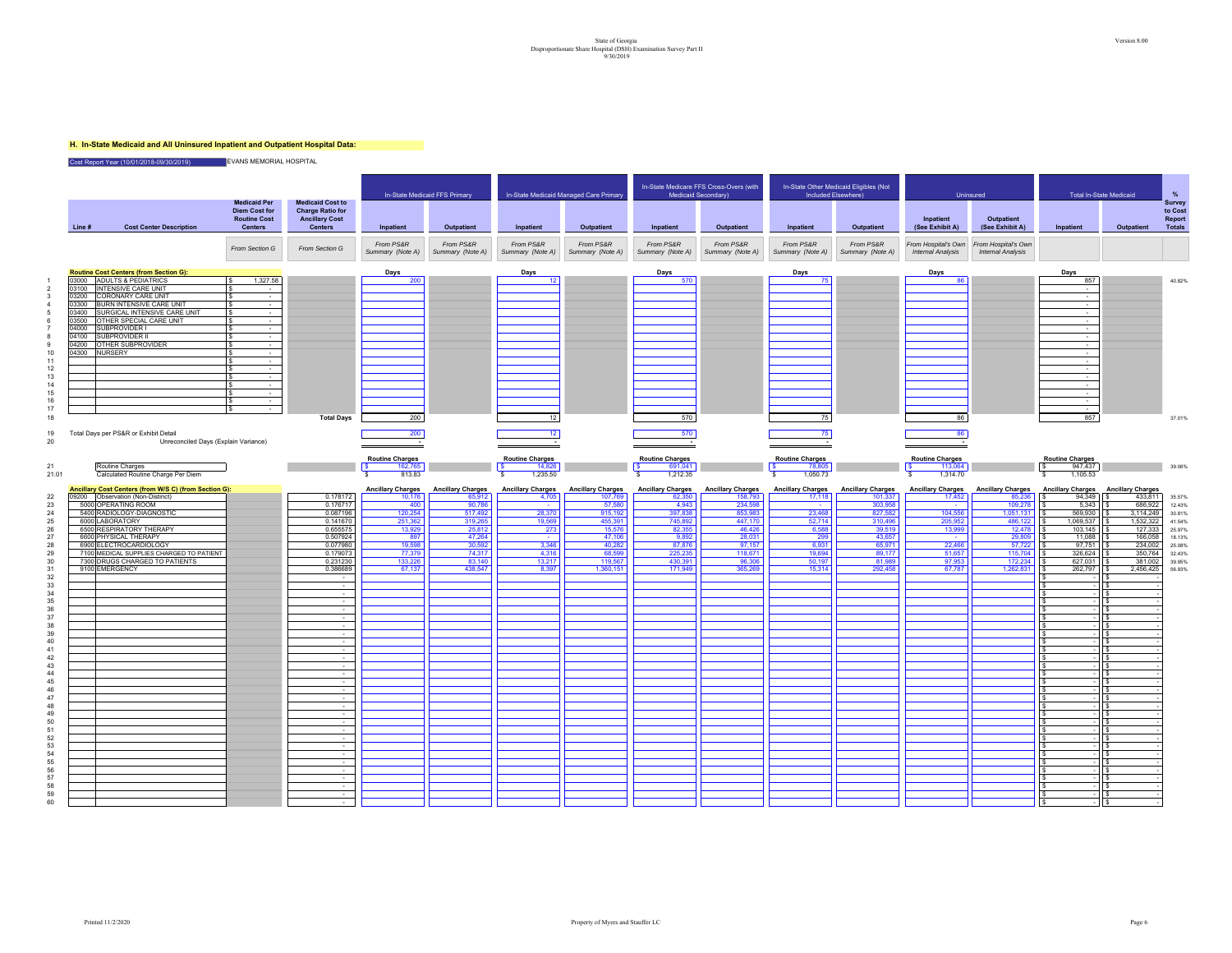State of Georgia
Disproportionate Share Hospital (DSH) Examination Survey Part II
9/30/2019

Version 8.00

## H. In-State Medicaid and All Uninsured Inpatient and Outpatient Hospital Data:

Cost Report Year (10/01/2018-09/30/2019) EVANS MEMORIAL HOSPITAL

| Line # | Cost Center Description | Medicaid Per Diem Cost for Routine Cost Centers | Medicaid Cost to Charge Ratio for Ancillary Cost Centers | In-State Medicaid FFS Primary Inpatient | In-State Medicaid FFS Primary Outpatient | In-State Medicaid Managed Care Primary Inpatient | In-State Medicaid Managed Care Primary Outpatient | In-State Medicare FFS Cross-Overs (with Medicaid Secondary) Inpatient | In-State Medicare FFS Cross-Overs (with Medicaid Secondary) Outpatient | In-State Other Medicaid Eligibles (Not Included Elsewhere) Inpatient | In-State Other Medicaid Eligibles (Not Included Elsewhere) Outpatient | Uninsured Inpatient (See Exhibit A) | Uninsured Outpatient (See Exhibit A) | Total In-State Medicaid Inpatient | Total In-State Medicaid Outpatient | % Survey to Cost Report Totals |
|---|---|---|---|---|---|---|---|---|---|---|---|---|---|---|---|---|
| | | From Section G | From Section G | From PS&R Summary (Note A) | From PS&R Summary (Note A) | From PS&R Summary (Note A) | From PS&R Summary (Note A) | From PS&R Summary (Note A) | From PS&R Summary (Note A) | From PS&R Summary (Note A) | From PS&R Summary (Note A) | From Hospital's Own Internal Analysis | From Hospital's Own Internal Analysis | | | |
| | **Routine Cost Centers (from Section G):** | | | Days | | Days | | Days | | Days | | Days | | Days | | |
| 1 | 03000 ADULTS & PEDIATRICS | $ 1,327.58 | | 200 | | 12 | | 570 | | 75 | | 86 | | 857 | | 40.82% |
| 2 | 03100 INTENSIVE CARE UNIT | $ - | | | | | | | | | | | | - | | |
| 3 | 03200 CORONARY CARE UNIT | $ - | | | | | | | | | | | | - | | |
| 4 | 03300 BURN INTENSIVE CARE UNIT | $ - | | | | | | | | | | | | - | | |
| 5 | 03400 SURGICAL INTENSIVE CARE UNIT | $ - | | | | | | | | | | | | - | | |
| 6 | 03500 OTHER SPECIAL CARE UNIT | $ - | | | | | | | | | | | | - | | |
| 7 | 04000 SUBPROVIDER I | $ - | | | | | | | | | | | | - | | |
| 8 | 04100 SUBPROVIDER II | $ - | | | | | | | | | | | | - | | |
| 9 | 04200 OTHER SUBPROVIDER | $ - | | | | | | | | | | | | - | | |
| 10 | 04300 NURSERY | $ - | | | | | | | | | | | | - | | |
| 11 | | $ - | | | | | | | | | | | | - | | |
| 12 | | $ - | | | | | | | | | | | | - | | |
| 13 | | $ - | | | | | | | | | | | | - | | |
| 14 | | $ - | | | | | | | | | | | | - | | |
| 15 | | $ - | | | | | | | | | | | | - | | |
| 16 | | $ - | | | | | | | | | | | | - | | |
| 17 | | $ - | | | | | | | | | | | | - | | |
| 18 | | | Total Days | 200 | | 12 | | 570 | | 75 | | 86 | | 857 | | 37.01% |
| 19 | Total Days per PS&R or Exhibit Detail | | | 200 | | 12 | | 570 | | 75 | | 86 | | | | |
| 20 | Unreconciled Days (Explain Variance) | | | - | | - | | - | | - | | - | | | | |
| | | | | Routine Charges | | Routine Charges | | Routine Charges | | Routine Charges | | Routine Charges | | Routine Charges | | |
| 21 | Routine Charges | | | $ 162,765 | | $ 14,826 | | $ 691,041 | | $ 78,805 | | $ 113,064 | | $ 947,437 | | 39.08% |
| 21.01 | Calculated Routine Charge Per Diem | | | $ 813.83 | | $ 1,235.50 | | $ 1,212.35 | | $ 1,050.73 | | $ 1,314.70 | | $ 1,105.53 | | |
| | **Ancillary Cost Centers (from W/S C) (from Section G):** | | | Ancillary Charges | Ancillary Charges | Ancillary Charges | Ancillary Charges | Ancillary Charges | Ancillary Charges | Ancillary Charges | Ancillary Charges | Ancillary Charges | Ancillary Charges | Ancillary Charges | Ancillary Charges | |
| 22 | 09200 Observation (Non-Distinct) | | 0.178172 | 10,176 | 65,912 | 4,705 | 107,769 | 62,350 | 158,793 | 17,118 | 101,337 | 17,452 | 85,236 | $ 94,349 | $ 433,811 | 35.57% |
| 23 | 5000 OPERATING ROOM | | 0.176717 | 400 | 90,786 | - | 57,580 | 4,943 | 234,598 | - | 303,958 | - | 109,278 | $ 5,343 | $ 686,922 | 12.43% |
| 24 | 5400 RADIOLOGY-DIAGNOSTIC | | 0.087196 | 120,254 | 517,492 | 28,370 | 915,192 | 397,838 | 853,983 | 23,468 | 827,582 | 104,556 | 1,051,131 | $ 569,930 | $ 3,114,249 | 30.81% |
| 25 | 6000 LABORATORY | | 0.141670 | 251,362 | 319,265 | 19,569 | 455,391 | 745,892 | 447,170 | 52,714 | 310,496 | 205,952 | 486,122 | $ 1,069,537 | $ 1,532,322 | 41.54% |
| 26 | 6500 RESPIRATORY THERAPY | | 0.655575 | 13,929 | 25,812 | 273 | 15,576 | 82,355 | 46,426 | 6,588 | 39,519 | 13,999 | 12,478 | $ 103,145 | $ 127,333 | 25.97% |
| 27 | 6600 PHYSICAL THERAPY | | 0.507924 | 897 | 47,264 | - | 47,106 | 9,892 | 28,031 | 299 | 43,657 | - | 29,809 | $ 11,088 | $ 166,058 | 18.13% |
| 28 | 6900 ELECTROCARDIOLOGY | | 0.077980 | 19,598 | 30,592 | 3,346 | 40,282 | 67,876 | 97,157 | 6,931 | 65,971 | 22,466 | 57,722 | $ 97,751 | $ 234,002 | 25.08% |
| 29 | 7100 MEDICAL SUPPLIES CHARGED TO PATIENT | | 0.179073 | 77,379 | 74,317 | 4,316 | 68,599 | 225,235 | 118,671 | 19,694 | 89,177 | 51,657 | 115,704 | $ 326,624 | $ 350,764 | 32.43% |
| 30 | 7300 DRUGS CHARGED TO PATIENTS | | 0.231230 | 133,226 | 83,140 | 13,217 | 119,567 | 430,391 | 96,306 | 50,197 | 81,989 | 97,953 | 172,234 | $ 627,031 | $ 381,002 | 39.95% |
| 31 | 9100 EMERGENCY | | 0.386689 | 67,137 | 438,547 | 8,397 | 1,360,151 | 171,949 | 365,269 | 15,314 | 292,458 | 67,787 | 1,262,831 | $ 262,797 | $ 2,456,425 | 56.93% |
| 32 | | | - | | | | | | | | | | | $ - | $ - | |
| 33 | | | - | | | | | | | | | | | $ - | $ - | |
| 34 | | | - | | | | | | | | | | | $ - | $ - | |
| 35 | | | - | | | | | | | | | | | $ - | $ - | |
| 36 | | | - | | | | | | | | | | | $ - | $ - | |
| 37 | | | - | | | | | | | | | | | $ - | $ - | |
| 38 | | | - | | | | | | | | | | | $ - | $ - | |
| 39 | | | - | | | | | | | | | | | $ - | $ - | |
| 40 | | | - | | | | | | | | | | | $ - | $ - | |
| 41 | | | - | | | | | | | | | | | $ - | $ - | |
| 42 | | | - | | | | | | | | | | | $ - | $ - | |
| 43 | | | - | | | | | | | | | | | $ - | $ - | |
| 44 | | | - | | | | | | | | | | | $ - | $ - | |
| 45 | | | - | | | | | | | | | | | $ - | $ - | |
| 46 | | | - | | | | | | | | | | | $ - | $ - | |
| 47 | | | - | | | | | | | | | | | $ - | $ - | |
| 48 | | | - | | | | | | | | | | | $ - | $ - | |
| 49 | | | - | | | | | | | | | | | $ - | $ - | |
| 50 | | | - | | | | | | | | | | | $ - | $ - | |
| 51 | | | - | | | | | | | | | | | $ - | $ - | |
| 52 | | | - | | | | | | | | | | | $ - | $ - | |
| 53 | | | - | | | | | | | | | | | $ - | $ - | |
| 54 | | | - | | | | | | | | | | | $ - | $ - | |
| 55 | | | - | | | | | | | | | | | $ - | $ - | |
| 56 | | | - | | | | | | | | | | | $ - | $ - | |
| 57 | | | - | | | | | | | | | | | $ - | $ - | |
| 58 | | | - | | | | | | | | | | | $ - | $ - | |
| 59 | | | - | | | | | | | | | | | $ - | $ - | |
| 60 | | | - | | | | | | | | | | | $ - | $ - | |

Printed 11/2/2020 Property of Myers and Stauffer LC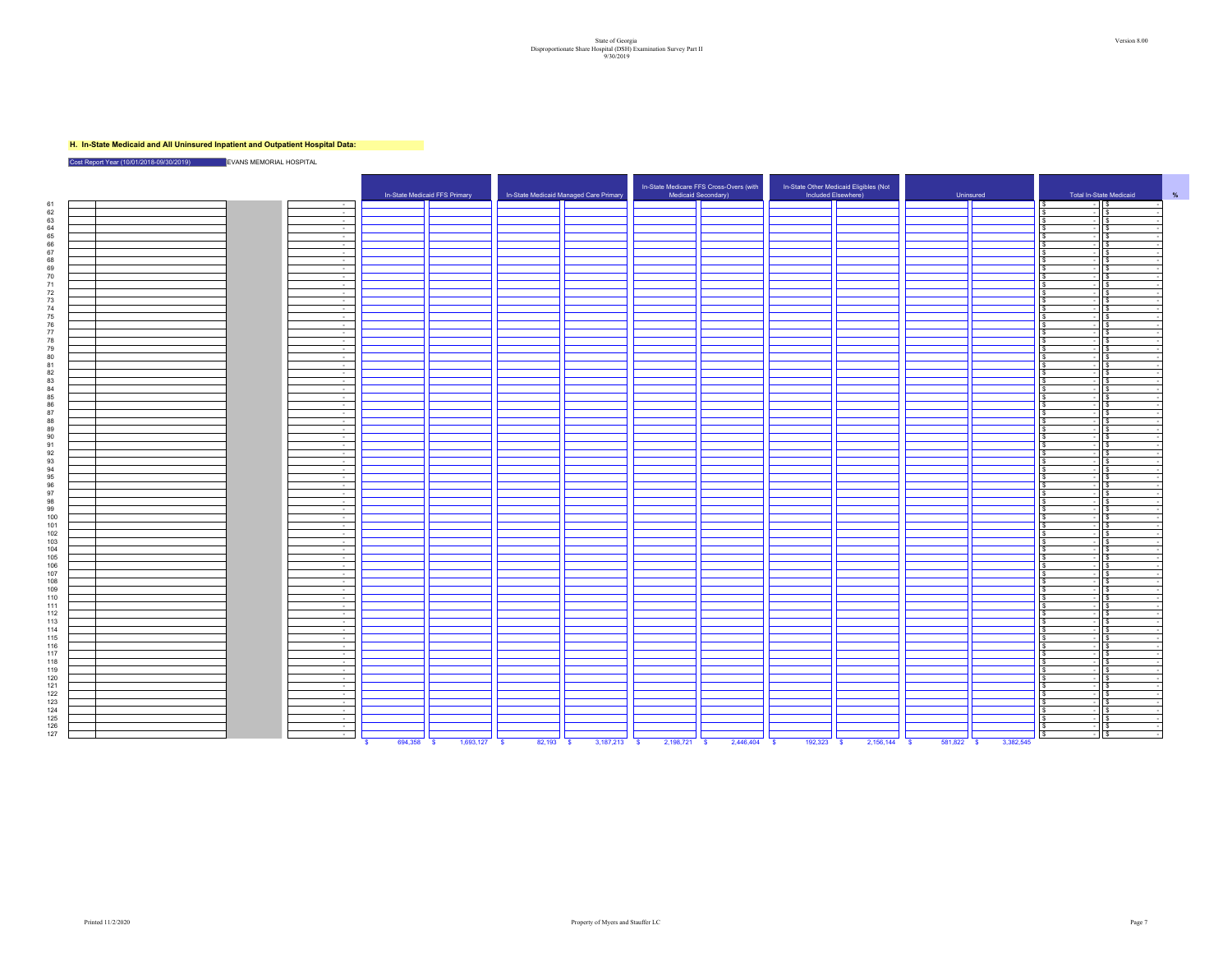State of Georgia
Disproportionate Share Hospital (DSH) Examination Survey Part II
9/30/2019

Version 8.00

**H. In-State Medicaid and All Uninsured Inpatient and Outpatient Hospital Data:**

Cost Report Year (10/01/2018-09/30/2019) EVANS MEMORIAL HOSPITAL

| Line | | | | | In-State Medicaid FFS Primary | | In-State Medicaid Managed Care Primary | | In-State Medicare FFS Cross-Overs (with Medicaid Secondary) | | In-State Other Medicaid Eligibles (Not Included Elsewhere) | | Uninsured | | Total In-State Medicaid | | % |
|---|---|---|---|---|---|---|---|---|---|---|---|---|---|---|---|---|---|
| 61 | | | | - | | | | | | | | | | | $ - | $ - | |
| 62 | | | | - | | | | | | | | | | | $ - | $ - | |
| 63 | | | | - | | | | | | | | | | | $ - | $ - | |
| 64 | | | | - | | | | | | | | | | | $ - | $ - | |
| 65 | | | | - | | | | | | | | | | | $ - | $ - | |
| 66 | | | | - | | | | | | | | | | | $ - | $ - | |
| 67 | | | | - | | | | | | | | | | | $ - | $ - | |
| 68 | | | | - | | | | | | | | | | | $ - | $ - | |
| 69 | | | | - | | | | | | | | | | | $ - | $ - | |
| 70 | | | | - | | | | | | | | | | | $ - | $ - | |
| 71 | | | | - | | | | | | | | | | | $ - | $ - | |
| 72 | | | | - | | | | | | | | | | | $ - | $ - | |
| 73 | | | | - | | | | | | | | | | | $ - | $ - | |
| 74 | | | | - | | | | | | | | | | | $ - | $ - | |
| 75 | | | | - | | | | | | | | | | | $ - | $ - | |
| 76 | | | | - | | | | | | | | | | | $ - | $ - | |
| 77 | | | | - | | | | | | | | | | | $ - | $ - | |
| 78 | | | | - | | | | | | | | | | | $ - | $ - | |
| 79 | | | | - | | | | | | | | | | | $ - | $ - | |
| 80 | | | | - | | | | | | | | | | | $ - | $ - | |
| 81 | | | | - | | | | | | | | | | | $ - | $ - | |
| 82 | | | | - | | | | | | | | | | | $ - | $ - | |
| 83 | | | | - | | | | | | | | | | | $ - | $ - | |
| 84 | | | | - | | | | | | | | | | | $ - | $ - | |
| 85 | | | | - | | | | | | | | | | | $ - | $ - | |
| 86 | | | | - | | | | | | | | | | | $ - | $ - | |
| 87 | | | | - | | | | | | | | | | | $ - | $ - | |
| 88 | | | | - | | | | | | | | | | | $ - | $ - | |
| 89 | | | | - | | | | | | | | | | | $ - | $ - | |
| 90 | | | | - | | | | | | | | | | | $ - | $ - | |
| 91 | | | | - | | | | | | | | | | | $ - | $ - | |
| 92 | | | | - | | | | | | | | | | | $ - | $ - | |
| 93 | | | | - | | | | | | | | | | | $ - | $ - | |
| 94 | | | | - | | | | | | | | | | | $ - | $ - | |
| 95 | | | | - | | | | | | | | | | | $ - | $ - | |
| 96 | | | | - | | | | | | | | | | | $ - | $ - | |
| 97 | | | | - | | | | | | | | | | | $ - | $ - | |
| 98 | | | | - | | | | | | | | | | | $ - | $ - | |
| 99 | | | | - | | | | | | | | | | | $ - | $ - | |
| 100 | | | | - | | | | | | | | | | | $ - | $ - | |
| 101 | | | | - | | | | | | | | | | | $ - | $ - | |
| 102 | | | | - | | | | | | | | | | | $ - | $ - | |
| 103 | | | | - | | | | | | | | | | | $ - | $ - | |
| 104 | | | | - | | | | | | | | | | | $ - | $ - | |
| 105 | | | | - | | | | | | | | | | | $ - | $ - | |
| 106 | | | | - | | | | | | | | | | | $ - | $ - | |
| 107 | | | | - | | | | | | | | | | | $ - | $ - | |
| 108 | | | | - | | | | | | | | | | | $ - | $ - | |
| 109 | | | | - | | | | | | | | | | | $ - | $ - | |
| 110 | | | | - | | | | | | | | | | | $ - | $ - | |
| 111 | | | | - | | | | | | | | | | | $ - | $ - | |
| 112 | | | | - | | | | | | | | | | | $ - | $ - | |
| 113 | | | | - | | | | | | | | | | | $ - | $ - | |
| 114 | | | | - | | | | | | | | | | | $ - | $ - | |
| 115 | | | | - | | | | | | | | | | | $ - | $ - | |
| 116 | | | | - | | | | | | | | | | | $ - | $ - | |
| 117 | | | | - | | | | | | | | | | | $ - | $ - | |
| 118 | | | | - | | | | | | | | | | | $ - | $ - | |
| 119 | | | | - | | | | | | | | | | | $ - | $ - | |
| 120 | | | | - | | | | | | | | | | | $ - | $ - | |
| 121 | | | | - | | | | | | | | | | | $ - | $ - | |
| 122 | | | | - | | | | | | | | | | | $ - | $ - | |
| 123 | | | | - | | | | | | | | | | | $ - | $ - | |
| 124 | | | | - | | | | | | | | | | | $ - | $ - | |
| 125 | | | | - | | | | | | | | | | | $ - | $ - | |
| 126 | | | | - | | | | | | | | | | | $ - | $ - | |
| 127 | | | | - | | | | | | | | | | | $ - | $ - | |
| | | | | | $ 694,358 | $ 1,693,127 | $ 82,193 | $ 3,187,213 | $ 2,198,721 | $ 2,446,404 | $ 192,323 | $ 2,156,144 | $ 581,822 | $ 3,382,545 | | | |

Printed 11/2/2020

Property of Myers and Stauffer LC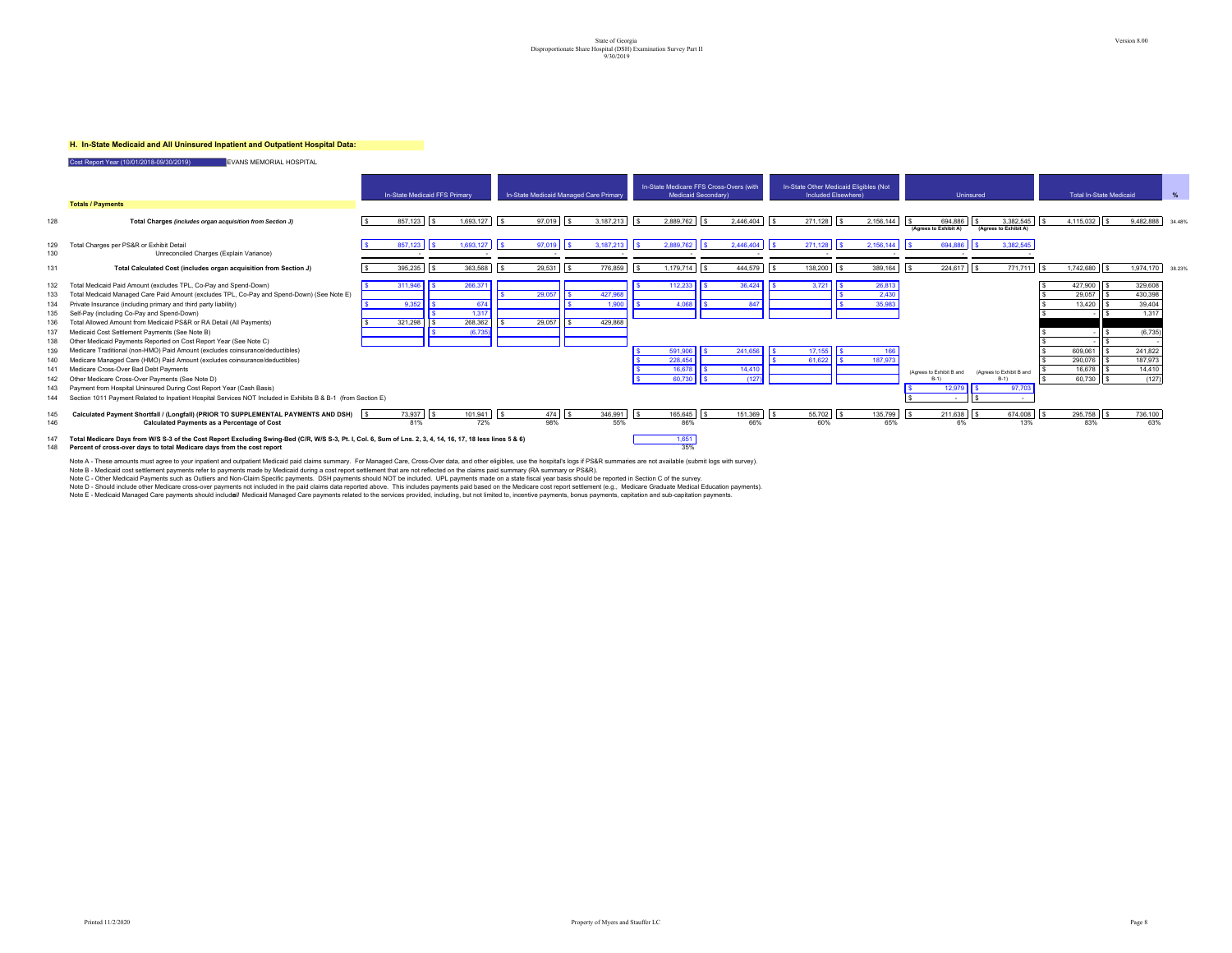State of Georgia
Disproportionate Share Hospital (DSH) Examination Survey Part II
9/30/2019

Version 8.00

## H. In-State Medicaid and All Uninsured Inpatient and Outpatient Hospital Data:

Cost Report Year (10/01/2018-09/30/2019) EVANS MEMORIAL HOSPITAL

| Line | Totals / Payments | In-State Medicaid FFS Primary | | In-State Medicaid Managed Care Primary | | In-State Medicare FFS Cross-Overs (with Medicaid Secondary) | | In-State Other Medicaid Eligibles (Not Included Elsewhere) | | Uninsured | | Total In-State Medicaid | | % |
|---|---|---|---|---|---|---|---|---|---|---|---|---|---|---|
| 128 | **Total Charges** *(includes organ acquisition from Section J)* | $ 857,123 | $ 1,693,127 | $ 97,019 | $ 3,187,213 | $ 2,889,762 | $ 2,446,404 | $ 271,128 | $ 2,156,144 | $ 694,886 (Agrees to Exhibit A) | $ 3,382,545 (Agrees to Exhibit A) | $ 4,115,032 | $ 9,482,888 | 34.48% |
| 129 | Total Charges per PS&R or Exhibit Detail | $ 857,123 | $ 1,693,127 | $ 97,019 | $ 3,187,213 | $ 2,889,762 | $ 2,446,404 | $ 271,128 | $ 2,156,144 | $ 694,886 | $ 3,382,545 | | | |
| 130 | Unreconciled Charges (Explain Variance) | - | - | - | - | - | - | - | - | - | - | | | |
| 131 | **Total Calculated Cost (includes organ acquisition from Section J)** | $ 395,235 | $ 363,568 | $ 29,531 | $ 776,859 | $ 1,179,714 | $ 444,579 | $ 138,200 | $ 389,164 | $ 224,617 | $ 771,711 | $ 1,742,680 | $ 1,974,170 | 38.23% |
| 132 | Total Medicaid Paid Amount (excludes TPL, Co-Pay and Spend-Down) | $ 311,946 | $ 266,371 | | | $ 112,233 | $ 36,424 | $ 3,721 | $ 26,813 | | | $ 427,900 | $ 329,608 | |
| 133 | Total Medicaid Managed Care Paid Amount (excludes TPL, Co-Pay and Spend-Down) (See Note E) | | | $ 29,057 | $ 427,968 | | | | $ 2,430 | | | $ 29,057 | $ 430,398 | |
| 134 | Private Insurance (including primary and third party liability) | $ 9,352 | $ 674 | | $ 1,900 | $ 4,068 | $ 847 | | $ 35,983 | | | $ 13,420 | $ 39,404 | |
| 135 | Self-Pay (including Co-Pay and Spend-Down) | | $ 1,317 | | | | | | | | | $ - | $ 1,317 | |
| 136 | Total Allowed Amount from Medicaid PS&R or RA Detail (All Payments) | $ 321,298 | $ 268,362 | $ 29,057 | $ 429,868 | | | | | | | | | |
| 137 | Medicaid Cost Settlement Payments (See Note B) | | $ (6,735) | | | | | | | | | $ - | $ (6,735) | |
| 138 | Other Medicaid Payments Reported on Cost Report Year (See Note C) | | | | | | | | | | | $ - | $ - | |
| 139 | Medicare Traditional (non-HMO) Paid Amount (excludes coinsurance/deductibles) | | | | | $ 591,906 | $ 241,656 | $ 17,155 | $ 166 | | | $ 609,061 | $ 241,822 | |
| 140 | Medicare Managed Care (HMO) Paid Amount (excludes coinsurance/deductibles) | | | | | $ 228,454 | | $ 61,622 | $ 187,973 | | | $ 290,076 | $ 187,973 | |
| 141 | Medicare Cross-Over Bad Debt Payments | | | | | $ 16,678 | $ 14,410 | | | | | $ 16,678 | $ 14,410 | |
| 142 | Other Medicare Cross-Over Payments (See Note D) | | | | | $ 60,730 | $ (127) | | | (Agrees to Exhibit B and B-1) | (Agrees to Exhibit B and B-1) | $ 60,730 | $ (127) | |
| 143 | Payment from Hospital Uninsured During Cost Report Year (Cash Basis) | | | | | | | | | $ 12,979 | $ 97,703 | | | |
| 144 | Section 1011 Payment Related to Inpatient Hospital Services NOT Included in Exhibits B & B-1 (from Section E) | | | | | | | | | $ - | $ - | | | |
| 145 | **Calculated Payment Shortfall / (Longfall) (PRIOR TO SUPPLEMENTAL PAYMENTS AND DSH)** | $ 73,937 | $ 101,941 | $ 474 | $ 346,991 | $ 165,645 | $ 151,369 | $ 55,702 | $ 135,799 | $ 211,638 | $ 674,008 | $ 295,758 | $ 736,100 | |
| 146 | **Calculated Payments as a Percentage of Cost** | 81% | 72% | 98% | 55% | 86% | 66% | 60% | 65% | 6% | 13% | 83% | 63% | |
| 147 | **Total Medicare Days from W/S S-3 of the Cost Report Excluding Swing-Bed (C/R, W/S S-3, Pt. I, Col. 6, Sum of Lns. 2, 3, 4, 14, 16, 17, 18 less lines 5 & 6)** | | | | | 1,651 | | | | | | | | |
| 148 | **Percent of cross-over days to total Medicare days from the cost report** | | | | | 35% | | | | | | | | |

Note A - These amounts must agree to your inpatient and outpatient Medicaid paid claims summary. For Managed Care, Cross-Over data, and other eligibles, use the hospital's logs if PS&R summaries are not available (submit logs with survey).
Note B - Medicaid cost settlement payments refer to payments made by Medicaid during a cost report settlement that are not reflected on the claims paid summary (RA summary or PS&R).
Note C - Other Medicaid Payments such as Outliers and Non-Claim Specific payments. DSH payments should NOT be included. UPL payments made on a state fiscal year basis should be reported in Section C of the survey.
Note D - Should include other Medicare cross-over payments not included in the paid claims data reported above. This includes payments paid based on the Medicare cost report settlement (e.g., Medicare Graduate Medical Education payments).
Note E - Medicaid Managed Care payments should include *all* Medicaid Managed Care payments related to the services provided, including, but not limited to, incentive payments, bonus payments, capitation and sub-capitation payments.

Printed 11/2/2020 Property of Myers and Stauffer LC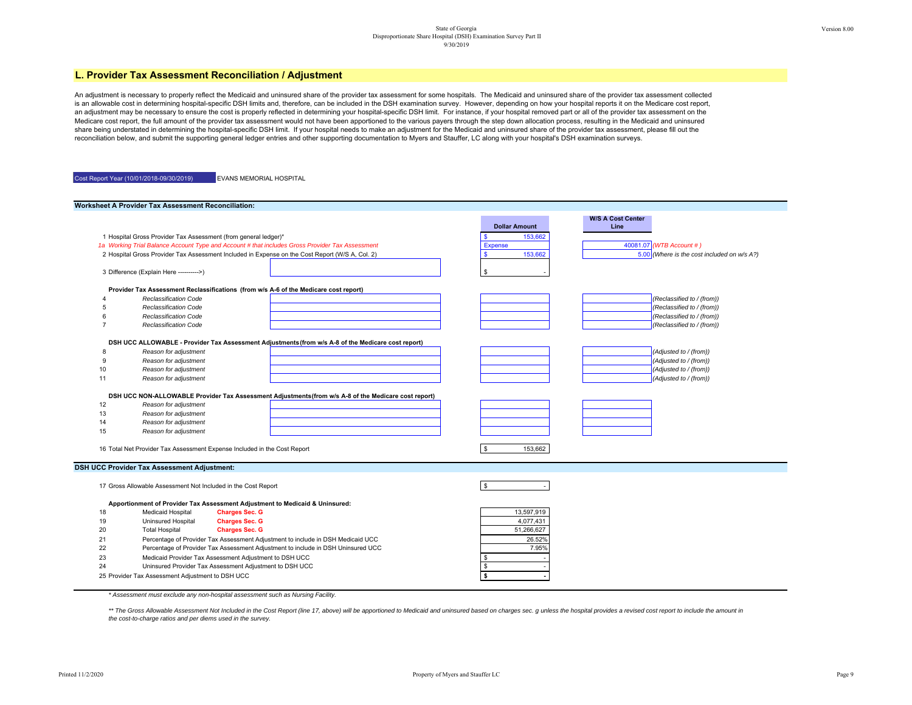State of Georgia
Disproportionate Share Hospital (DSH) Examination Survey Part II
9/30/2019

Version 8.00

## L. Provider Tax Assessment Reconciliation / Adjustment

An adjustment is necessary to properly reflect the Medicaid and uninsured share of the provider tax assessment for some hospitals. The Medicaid and uninsured share of the provider tax assessment collected is an allowable cost in determining hospital-specific DSH limits and, therefore, can be included in the DSH examination survey. However, depending on how your hospital reports it on the Medicare cost report, an adjustment may be necessary to ensure the cost is properly reflected in determining your hospital-specific DSH limit. For instance, if your hospital removed part or all of the provider tax assessment on the Medicare cost report, the full amount of the provider tax assessment would not have been apportioned to the various payers through the step down allocation process, resulting in the Medicaid and uninsured share being understated in determining the hospital-specific DSH limit. If your hospital needs to make an adjustment for the Medicaid and uninsured share of the provider tax assessment, please fill out the reconciliation below, and submit the supporting general ledger entries and other supporting documentation to Myers and Stauffer, LC along with your hospital's DSH examination surveys.

Cost Report Year (10/01/2018-09/30/2019) EVANS MEMORIAL HOSPITAL

### Worksheet A Provider Tax Assessment Reconciliation:

| Line | Description | | Dollar Amount | W/S A Cost Center Line | |
|---|---|---|---|---|---|
| 1 | Hospital Gross Provider Tax Assessment (from general ledger)* | | $ 153,662 | | |
| 1a | *Working Trial Balance Account Type and Account # that includes Gross Provider Tax Assessment* | | Expense | 40081.07 | *(WTB Account # )* |
| 2 | Hospital Gross Provider Tax Assessment Included in Expense on the Cost Report (W/S A, Col. 2) | | $ 153,662 | 5.00 | *(Where is the cost included on w/s A?)* |
| 3 | Difference (Explain Here ---------->) | | $ - | | |
| | **Provider Tax Assessment Reclassifications (from w/s A-6 of the Medicare cost report)** | | | | |
| 4 | *Reclassification Code* | | | | *(Reclassified to / (from))* |
| 5 | *Reclassification Code* | | | | *(Reclassified to / (from))* |
| 6 | *Reclassification Code* | | | | *(Reclassified to / (from))* |
| 7 | *Reclassification Code* | | | | *(Reclassified to / (from))* |
| | **DSH UCC ALLOWABLE - Provider Tax Assessment Adjustments (from w/s A-8 of the Medicare cost report)** | | | | |
| 8 | *Reason for adjustment* | | | | *(Adjusted to / (from))* |
| 9 | *Reason for adjustment* | | | | *(Adjusted to / (from))* |
| 10 | *Reason for adjustment* | | | | *(Adjusted to / (from))* |
| 11 | *Reason for adjustment* | | | | *(Adjusted to / (from))* |
| | **DSH UCC NON-ALLOWABLE Provider Tax Assessment Adjustments (from w/s A-8 of the Medicare cost report)** | | | | |
| 12 | *Reason for adjustment* | | | | |
| 13 | *Reason for adjustment* | | | | |
| 14 | *Reason for adjustment* | | | | |
| 15 | *Reason for adjustment* | | | | |
| 16 | Total Net Provider Tax Assessment Expense Included in the Cost Report | | $ 153,662 | | |

### DSH UCC Provider Tax Assessment Adjustment:

| Line | Description | | Amount |
|---|---|---|---|
| 17 | Gross Allowable Assessment Not Included in the Cost Report | | $ - |
| | **Apportionment of Provider Tax Assessment Adjustment to Medicaid & Uninsured:** | | |
| 18 | Medicaid Hospital | **Charges Sec. G** | 13,597,919 |
| 19 | Uninsured Hospital | **Charges Sec. G** | 4,077,431 |
| 20 | Total Hospital | **Charges Sec. G** | 51,266,627 |
| 21 | Percentage of Provider Tax Assessment Adjustment to include in DSH Medicaid UCC | | 26.52% |
| 22 | Percentage of Provider Tax Assessment Adjustment to include in DSH Uninsured UCC | | 7.95% |
| 23 | Medicaid Provider Tax Assessment Adjustment to DSH UCC | | $ - |
| 24 | Uninsured Provider Tax Assessment Adjustment to DSH UCC | | $ - |
| 25 | Provider Tax Assessment Adjustment to DSH UCC | | **$ -** |

*\* Assessment must exclude any non-hospital assessment such as Nursing Facility.*

*\*\* The Gross Allowable Assessment Not Included in the Cost Report (line 17, above) will be apportioned to Medicaid and uninsured based on charges sec. g unless the hospital provides a revised cost report to include the amount in the cost-to-charge ratios and per diems used in the survey.*